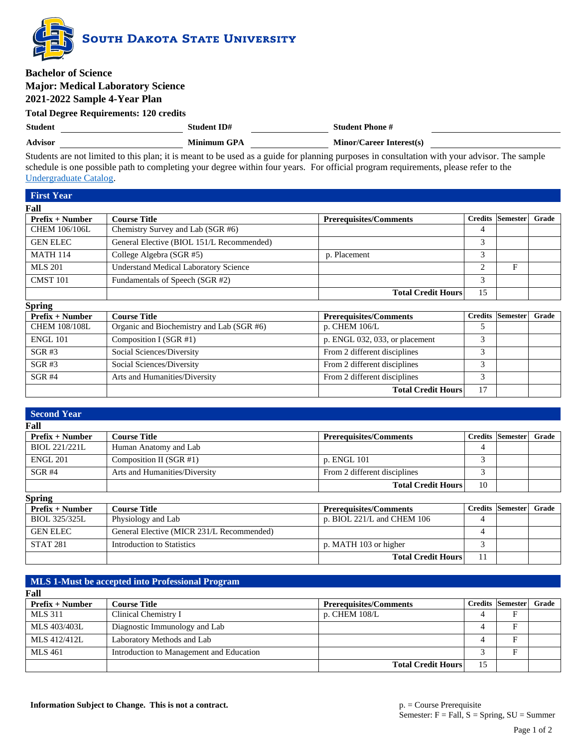SOUTH DAKOTA STATE UNIVERSITY

**Bachelor of Science**
**Major: Medical Laboratory Science**
**2021-2022 Sample 4-Year Plan**

**Total Degree Requirements: 120 credits**

**Student** ____________________ **Student ID#** ____________ **Student Phone #** ____________________

**Advisor** ____________________ **Minimum GPA** ____________ **Minor/Career Interest(s)** ____________________

Students are not limited to this plan; it is meant to be used as a guide for planning purposes in consultation with your advisor. The sample schedule is one possible path to completing your degree within four years. For official program requirements, please refer to the Undergraduate Catalog.

## First Year

**Fall**

| Prefix + Number | Course Title | Prerequisites/Comments | Credits | Semester | Grade |
|---|---|---|---|---|---|
| CHEM 106/106L | Chemistry Survey and Lab (SGR #6) | | 4 | | |
| GEN ELEC | General Elective (BIOL 151/L Recommended) | | 3 | | |
| MATH 114 | College Algebra (SGR #5) | p. Placement | 3 | | |
| MLS 201 | Understand Medical Laboratory Science | | 2 | F | |
| CMST 101 | Fundamentals of Speech (SGR #2) | | 3 | | |
| | | **Total Credit Hours** | 15 | | |

**Spring**

| Prefix + Number | Course Title | Prerequisites/Comments | Credits | Semester | Grade |
|---|---|---|---|---|---|
| CHEM 108/108L | Organic and Biochemistry and Lab (SGR #6) | p. CHEM 106/L | 5 | | |
| ENGL 101 | Composition I (SGR #1) | p. ENGL 032, 033, or placement | 3 | | |
| SGR #3 | Social Sciences/Diversity | From 2 different disciplines | 3 | | |
| SGR #3 | Social Sciences/Diversity | From 2 different disciplines | 3 | | |
| SGR #4 | Arts and Humanities/Diversity | From 2 different disciplines | 3 | | |
| | | **Total Credit Hours** | 17 | | |

## Second Year

**Fall**

| Prefix + Number | Course Title | Prerequisites/Comments | Credits | Semester | Grade |
|---|---|---|---|---|---|
| BIOL 221/221L | Human Anatomy and Lab | | 4 | | |
| ENGL 201 | Composition II (SGR #1) | p. ENGL 101 | 3 | | |
| SGR #4 | Arts and Humanities/Diversity | From 2 different disciplines | 3 | | |
| | | **Total Credit Hours** | 10 | | |

**Spring**

| Prefix + Number | Course Title | Prerequisites/Comments | Credits | Semester | Grade |
|---|---|---|---|---|---|
| BIOL 325/325L | Physiology and Lab | p. BIOL 221/L and CHEM 106 | 4 | | |
| GEN ELEC | General Elective (MICR 231/L Recommended) | | 4 | | |
| STAT 281 | Introduction to Statistics | p. MATH 103 or higher | 3 | | |
| | | **Total Credit Hours** | 11 | | |

## MLS 1-Must be accepted into Professional Program

**Fall**

| Prefix + Number | Course Title | Prerequisites/Comments | Credits | Semester | Grade |
|---|---|---|---|---|---|
| MLS 311 | Clinical Chemistry I | p. CHEM 108/L | 4 | F | |
| MLS 403/403L | Diagnostic Immunology and Lab | | 4 | F | |
| MLS 412/412L | Laboratory Methods and Lab | | 4 | F | |
| MLS 461 | Introduction to Management and Education | | 3 | F | |
| | | **Total Credit Hours** | 15 | | |

**Information Subject to Change. This is not a contract.**

p. = Course Prerequisite
Semester: F = Fall, S = Spring, SU = Summer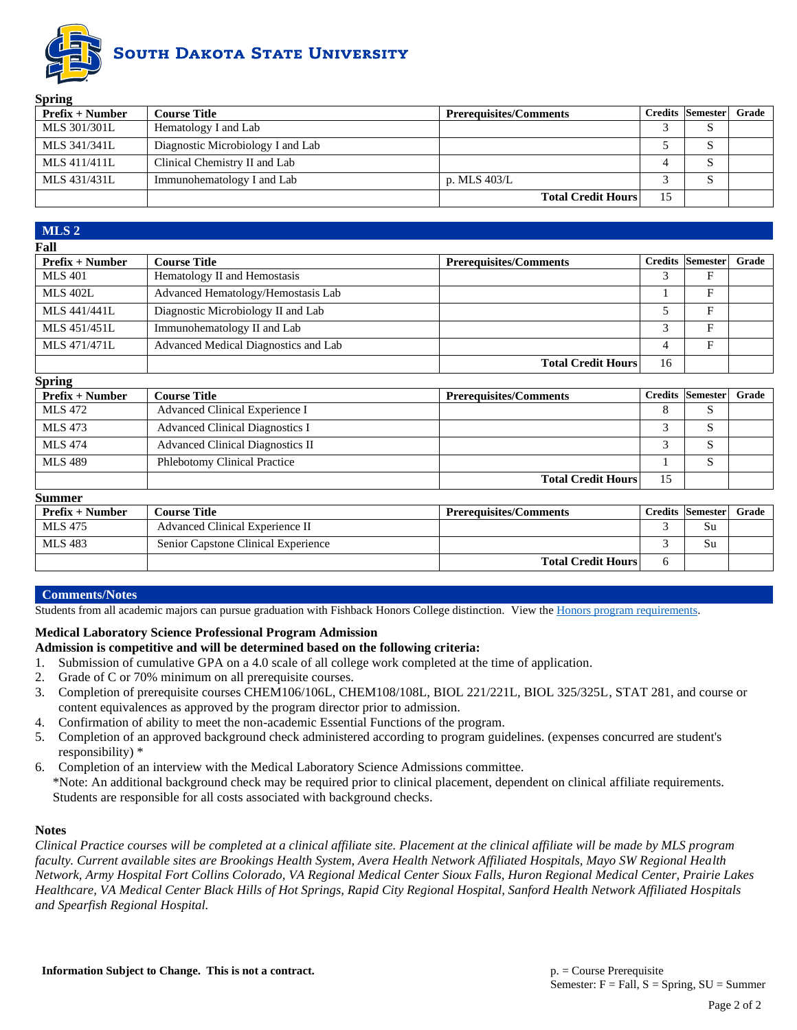**Spring**

| Prefix + Number | Course Title | Prerequisites/Comments | Credits | Semester | Grade |
|---|---|---|---|---|---|
| MLS 301/301L | Hematology I and Lab | | 3 | S | |
| MLS 341/341L | Diagnostic Microbiology I and Lab | | 5 | S | |
| MLS 411/411L | Clinical Chemistry II and Lab | | 4 | S | |
| MLS 431/431L | Immunohematology I and Lab | p. MLS 403/L | 3 | S | |
| | | **Total Credit Hours** | 15 | | |

## MLS 2

**Fall**

| Prefix + Number | Course Title | Prerequisites/Comments | Credits | Semester | Grade |
|---|---|---|---|---|---|
| MLS 401 | Hematology II and Hemostasis | | 3 | F | |
| MLS 402L | Advanced Hematology/Hemostasis Lab | | 1 | F | |
| MLS 441/441L | Diagnostic Microbiology II and Lab | | 5 | F | |
| MLS 451/451L | Immunohematology II and Lab | | 3 | F | |
| MLS 471/471L | Advanced Medical Diagnostics and Lab | | 4 | F | |
| | | **Total Credit Hours** | 16 | | |

**Spring**

| Prefix + Number | Course Title | Prerequisites/Comments | Credits | Semester | Grade |
|---|---|---|---|---|---|
| MLS 472 | Advanced Clinical Experience I | | 8 | S | |
| MLS 473 | Advanced Clinical Diagnostics I | | 3 | S | |
| MLS 474 | Advanced Clinical Diagnostics II | | 3 | S | |
| MLS 489 | Phlebotomy Clinical Practice | | 1 | S | |
| | | **Total Credit Hours** | 15 | | |

**Summer**

| Prefix + Number | Course Title | Prerequisites/Comments | Credits | Semester | Grade |
|---|---|---|---|---|---|
| MLS 475 | Advanced Clinical Experience II | | 3 | Su | |
| MLS 483 | Senior Capstone Clinical Experience | | 3 | Su | |
| | | **Total Credit Hours** | 6 | | |

## Comments/Notes

Students from all academic majors can pursue graduation with Fishback Honors College distinction. View the Honors program requirements.

**Medical Laboratory Science Professional Program Admission**
**Admission is competitive and will be determined based on the following criteria:**

1. Submission of cumulative GPA on a 4.0 scale of all college work completed at the time of application.
2. Grade of C or 70% minimum on all prerequisite courses.
3. Completion of prerequisite courses CHEM106/106L, CHEM108/108L, BIOL 221/221L, BIOL 325/325L, STAT 281, and course or content equivalences as approved by the program director prior to admission.
4. Confirmation of ability to meet the non-academic Essential Functions of the program.
5. Completion of an approved background check administered according to program guidelines. (expenses concurred are student's responsibility) *
6. Completion of an interview with the Medical Laboratory Science Admissions committee.

*Note: An additional background check may be required prior to clinical placement, dependent on clinical affiliate requirements. Students are responsible for all costs associated with background checks.

**Notes**

*Clinical Practice courses will be completed at a clinical affiliate site. Placement at the clinical affiliate will be made by MLS program faculty. Current available sites are Brookings Health System, Avera Health Network Affiliated Hospitals, Mayo SW Regional Health Network, Army Hospital Fort Collins Colorado, VA Regional Medical Center Sioux Falls, Huron Regional Medical Center, Prairie Lakes Healthcare, VA Medical Center Black Hills of Hot Springs, Rapid City Regional Hospital, Sanford Health Network Affiliated Hospitals and Spearfish Regional Hospital.*

**Information Subject to Change. This is not a contract.**

p. = Course Prerequisite
Semester: F = Fall, S = Spring, SU = Summer